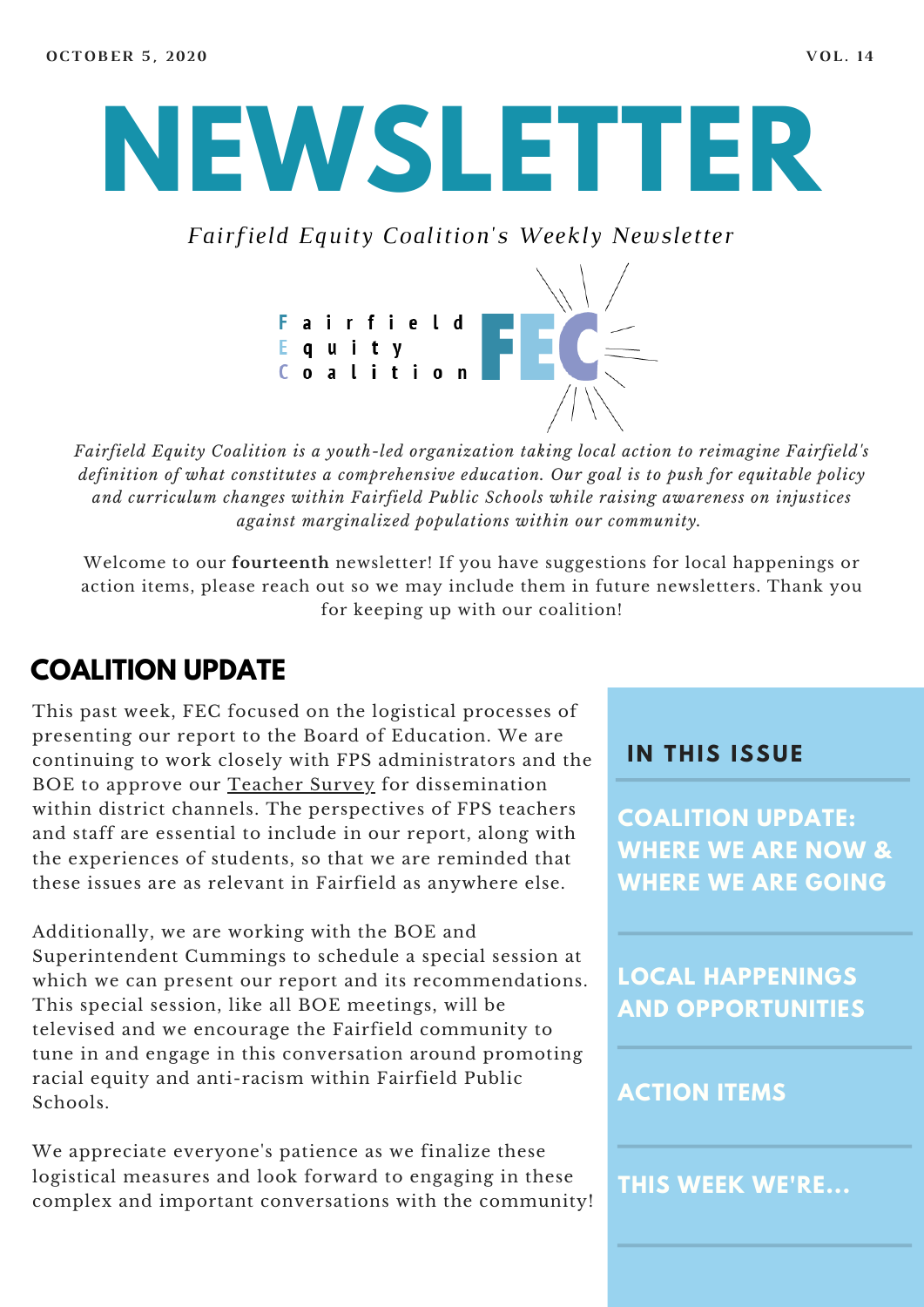OCTOBER 5, 2020 VOL. 14

# NEWSLETTER

*Fairfield Equity Coalition's Weekly Newsletter*

Fairfield Equity Coalition FEC

*Fairfield Equity Coalition is a youth-led organization taking local action to reimagine Fairfield's definition of what constitutes a comprehensive education. Our goal is to push for equitable policy and curriculum changes within Fairfield Public Schools while raising awareness on injustices against marginalized populations within our community.*

Welcome to our **fourteenth** newsletter! If you have suggestions for local happenings or action items, please reach out so we may include them in future newsletters. Thank you for keeping up with our coalition!

## COALITION UPDATE

This past week, FEC focused on the logistical processes of presenting our report to the Board of Education. We are continuing to work closely with FPS administrators and the BOE to approve our Teacher Survey for dissemination within district channels. The perspectives of FPS teachers and staff are essential to include in our report, along with the experiences of students, so that we are reminded that these issues are as relevant in Fairfield as anywhere else.

Additionally, we are working with the BOE and Superintendent Cummings to schedule a special session at which we can present our report and its recommendations. This special session, like all BOE meetings, will be televised and we encourage the Fairfield community to tune in and engage in this conversation around promoting racial equity and anti-racism within Fairfield Public Schools.

We appreciate everyone's patience as we finalize these logistical measures and look forward to engaging in these complex and important conversations with the community!

### IN THIS ISSUE

- COALITION UPDATE: WHERE WE ARE NOW & WHERE WE ARE GOING
- LOCAL HAPPENINGS AND OPPORTUNITIES
- ACTION ITEMS
- THIS WEEK WE'RE...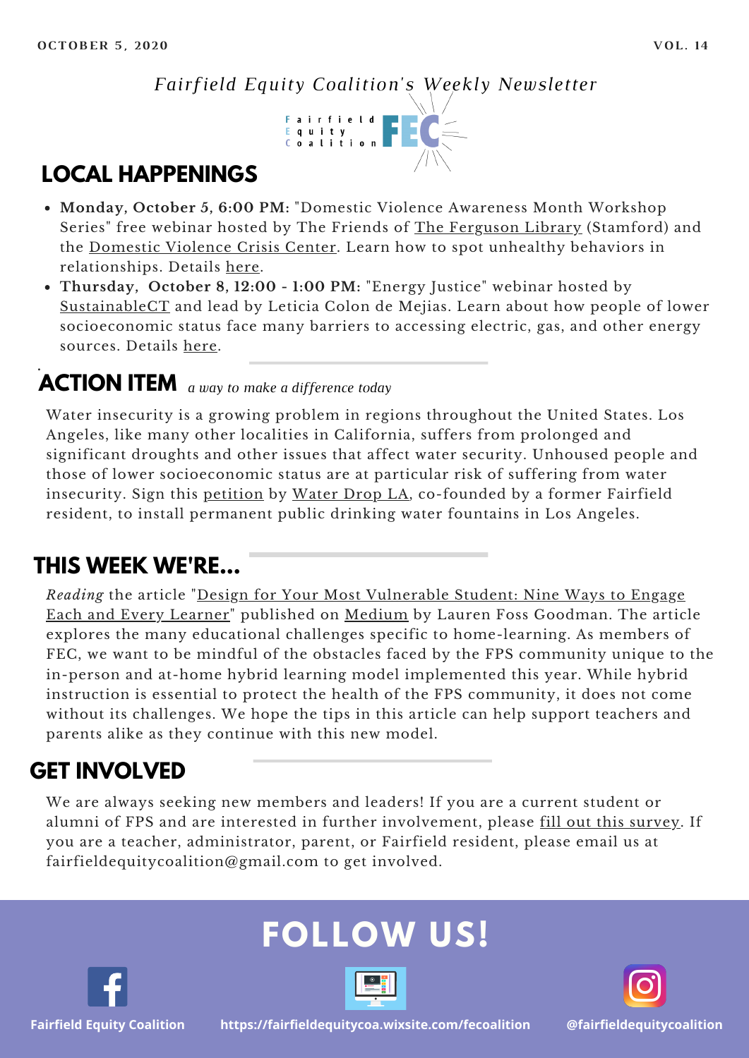OCTOBER 5, 2020 VOL. 14

*Fairfield Equity Coalition's Weekly Newsletter*

Fairfield Equity Coalition FEC

## LOCAL HAPPENINGS

- **Monday, October 5, 6:00 PM:** "Domestic Violence Awareness Month Workshop Series" free webinar hosted by The Friends of The Ferguson Library (Stamford) and the Domestic Violence Crisis Center. Learn how to spot unhealthy behaviors in relationships. Details here.
- **Thursday, October 8, 12:00 - 1:00 PM:** "Energy Justice" webinar hosted by SustainableCT and lead by Leticia Colon de Mejias. Learn about how people of lower socioeconomic status face many barriers to accessing electric, gas, and other energy sources. Details here.

## ACTION ITEM *a way to make a difference today*

Water insecurity is a growing problem in regions throughout the United States. Los Angeles, like many other localities in California, suffers from prolonged and significant droughts and other issues that affect water security. Unhoused people and those of lower socioeconomic status are at particular risk of suffering from water insecurity. Sign this petition by Water Drop LA, co-founded by a former Fairfield resident, to install permanent public drinking water fountains in Los Angeles.

## THIS WEEK WE'RE...

*Reading* the article "Design for Your Most Vulnerable Student: Nine Ways to Engage Each and Every Learner" published on Medium by Lauren Foss Goodman. The article explores the many educational challenges specific to home-learning. As members of FEC, we want to be mindful of the obstacles faced by the FPS community unique to the in-person and at-home hybrid learning model implemented this year. While hybrid instruction is essential to protect the health of the FPS community, it does not come without its challenges. We hope the tips in this article can help support teachers and parents alike as they continue with this new model.

## GET INVOLVED

We are always seeking new members and leaders! If you are a current student or alumni of FPS and are interested in further involvement, please fill out this survey. If you are a teacher, administrator, parent, or Fairfield resident, please email us at fairfieldequitycoalition@gmail.com to get involved.

## FOLLOW US!

Fairfield Equity Coalition

https://fairfieldequitycoa.wixsite.com/fecoalition

@fairfieldequitycoalition